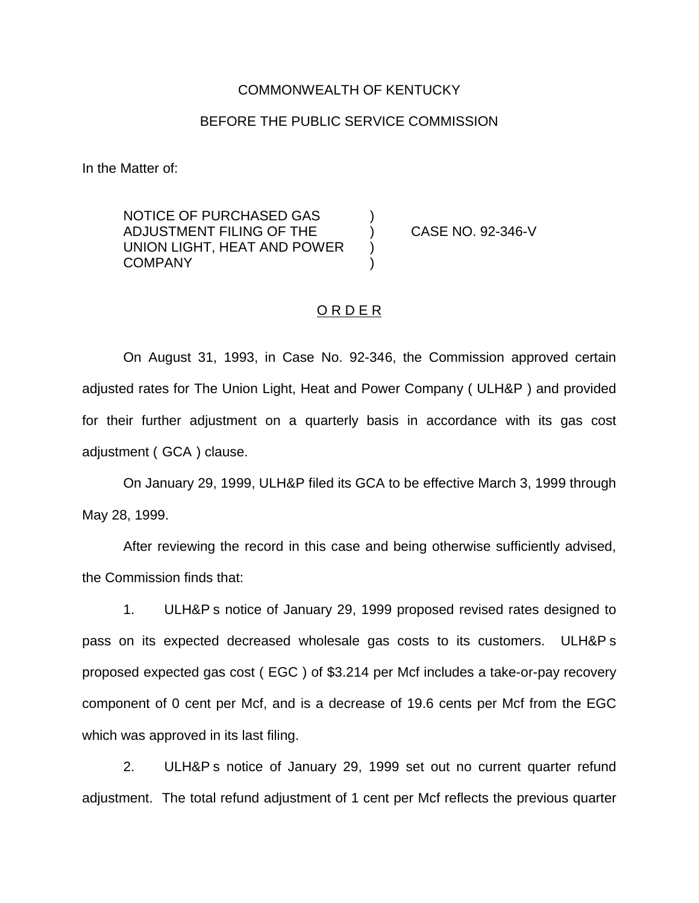COMMONWEALTH OF KENTUCKY

BEFORE THE PUBLIC SERVICE COMMISSION

In the Matter of:

NOTICE OF PURCHASED GAS ADJUSTMENT FILING OF THE UNION LIGHT, HEAT AND POWER COMPANY ) CASE NO. 92-346-V

## O R D E R

On August 31, 1993, in Case No. 92-346, the Commission approved certain adjusted rates for The Union Light, Heat and Power Company ( ULH&P ) and provided for their further adjustment on a quarterly basis in accordance with its gas cost adjustment ( GCA ) clause.

On January 29, 1999, ULH&P filed its GCA to be effective March 3, 1999 through May 28, 1999.

After reviewing the record in this case and being otherwise sufficiently advised, the Commission finds that:

1. ULH&P s notice of January 29, 1999 proposed revised rates designed to pass on its expected decreased wholesale gas costs to its customers. ULH&P s proposed expected gas cost ( EGC ) of $3.214 per Mcf includes a take-or-pay recovery component of 0 cent per Mcf, and is a decrease of 19.6 cents per Mcf from the EGC which was approved in its last filing.

2. ULH&P s notice of January 29, 1999 set out no current quarter refund adjustment. The total refund adjustment of 1 cent per Mcf reflects the previous quarter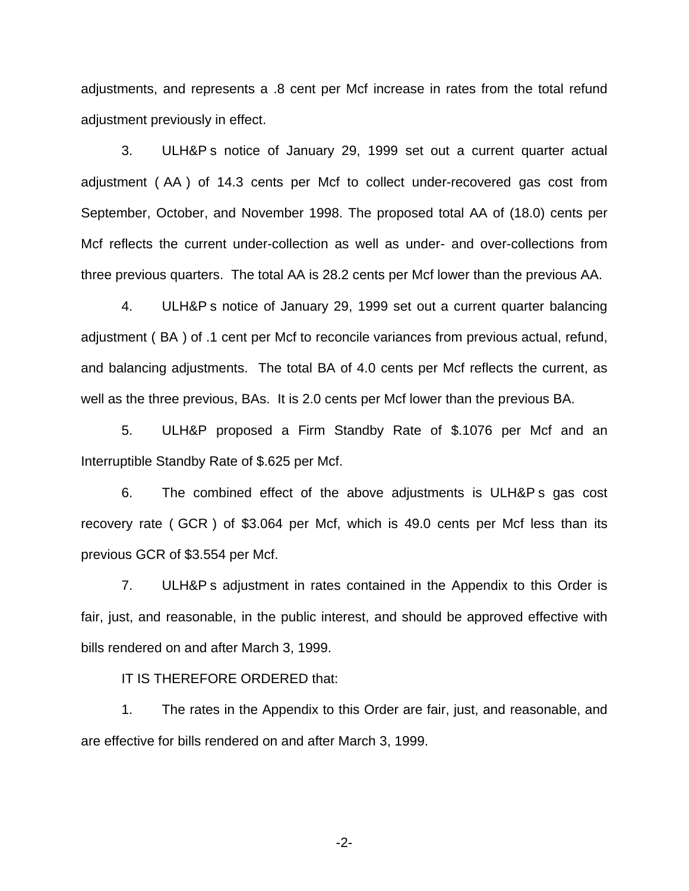adjustments, and represents a .8 cent per Mcf increase in rates from the total refund adjustment previously in effect.

3. ULH&P s notice of January 29, 1999 set out a current quarter actual adjustment ( AA ) of 14.3 cents per Mcf to collect under-recovered gas cost from September, October, and November 1998. The proposed total AA of (18.0) cents per Mcf reflects the current under-collection as well as under- and over-collections from three previous quarters. The total AA is 28.2 cents per Mcf lower than the previous AA.

4. ULH&P s notice of January 29, 1999 set out a current quarter balancing adjustment ( BA ) of .1 cent per Mcf to reconcile variances from previous actual, refund, and balancing adjustments. The total BA of 4.0 cents per Mcf reflects the current, as well as the three previous, BAs. It is 2.0 cents per Mcf lower than the previous BA.

5. ULH&P proposed a Firm Standby Rate of $.1076 per Mcf and an Interruptible Standby Rate of $.625 per Mcf.

6. The combined effect of the above adjustments is ULH&P s gas cost recovery rate ( GCR ) of $3.064 per Mcf, which is 49.0 cents per Mcf less than its previous GCR of $3.554 per Mcf.

7. ULH&P s adjustment in rates contained in the Appendix to this Order is fair, just, and reasonable, in the public interest, and should be approved effective with bills rendered on and after March 3, 1999.

IT IS THEREFORE ORDERED that:

1. The rates in the Appendix to this Order are fair, just, and reasonable, and are effective for bills rendered on and after March 3, 1999.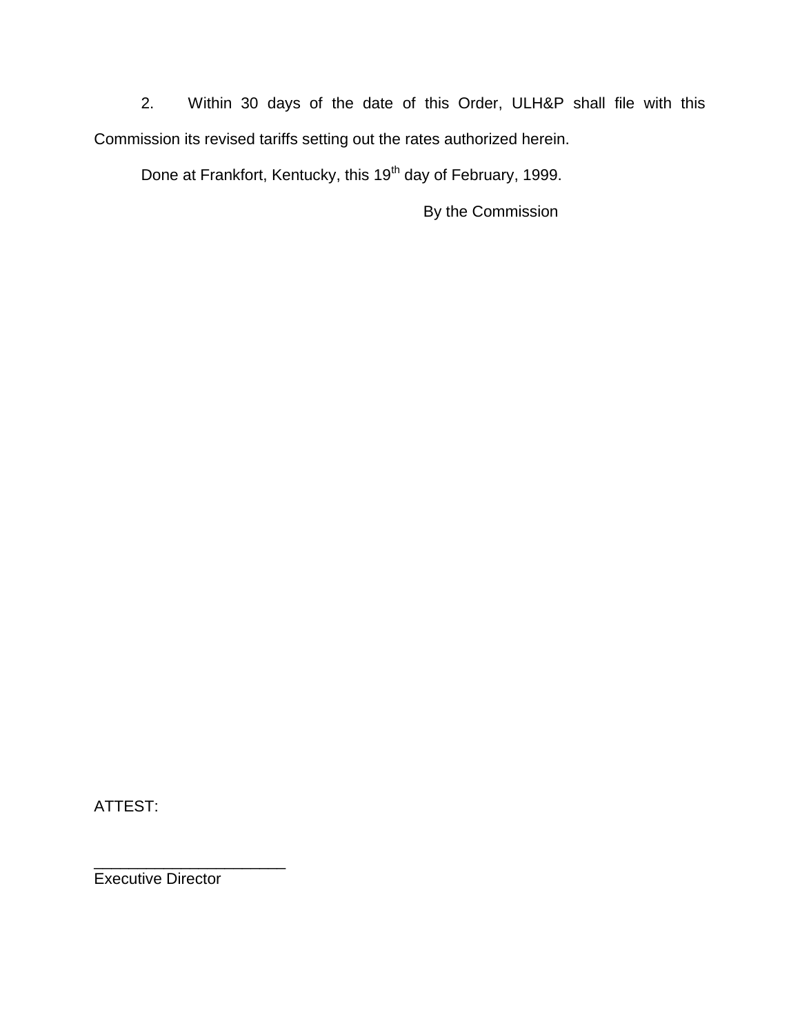2. Within 30 days of the date of this Order, ULH&P shall file with this Commission its revised tariffs setting out the rates authorized herein.

Done at Frankfort, Kentucky, this 19th day of February, 1999.

By the Commission

ATTEST:

______________________

Executive Director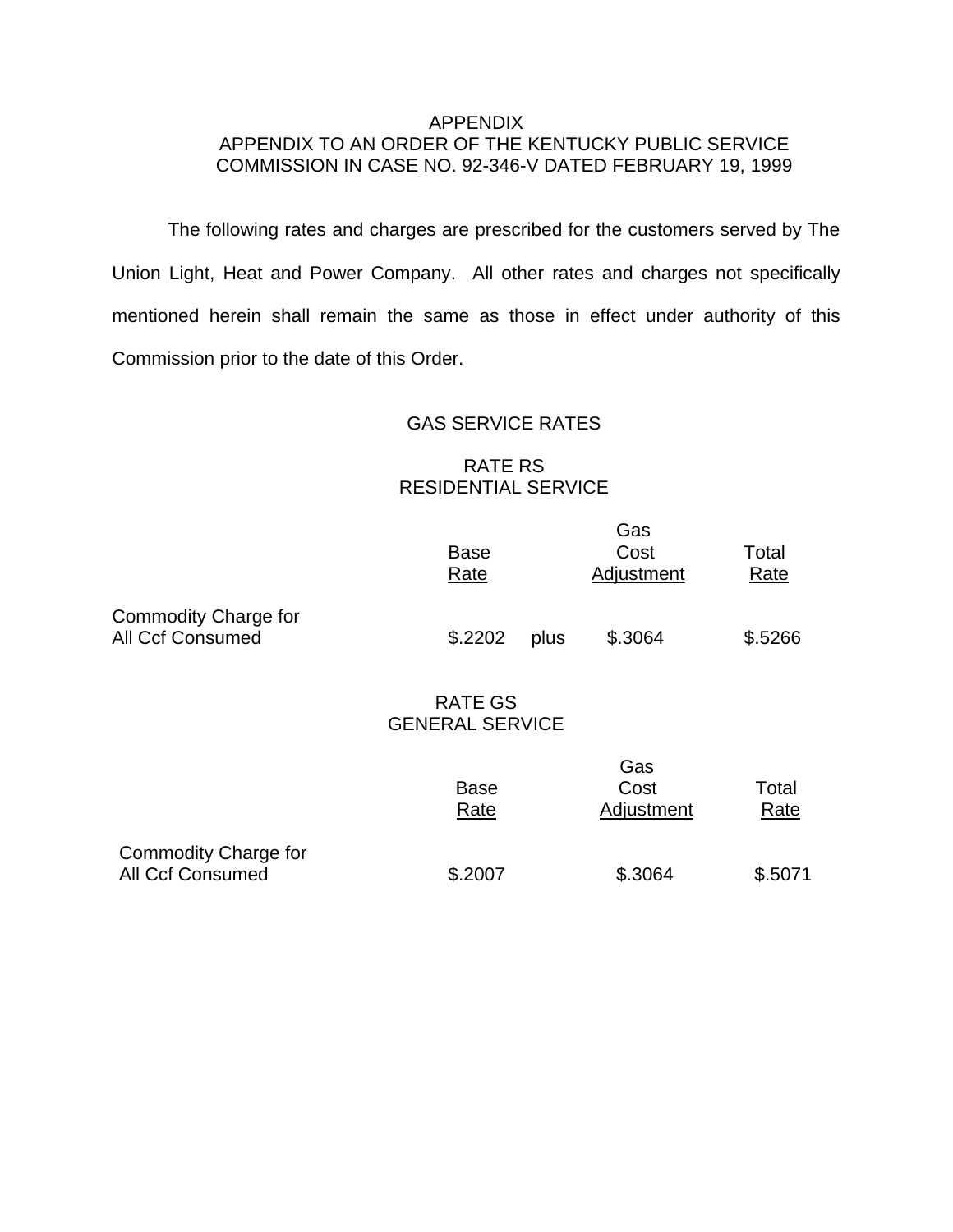APPENDIX

APPENDIX TO AN ORDER OF THE KENTUCKY PUBLIC SERVICE COMMISSION IN CASE NO. 92-346-V DATED FEBRUARY 19, 1999

The following rates and charges are prescribed for the customers served by The Union Light, Heat and Power Company. All other rates and charges not specifically mentioned herein shall remain the same as those in effect under authority of this Commission prior to the date of this Order.

GAS SERVICE RATES

RATE RS
RESIDENTIAL SERVICE

| | Base Rate | | Gas Cost Adjustment | Total Rate |
|---|---|---|---|---|
| Commodity Charge for All Ccf Consumed | $.2202 | plus | $.3064 | $.5266 |

RATE GS
GENERAL SERVICE

| | Base Rate | Gas Cost Adjustment | Total Rate |
|---|---|---|---|
| Commodity Charge for All Ccf Consumed | $.2007 | $.3064 | $.5071 |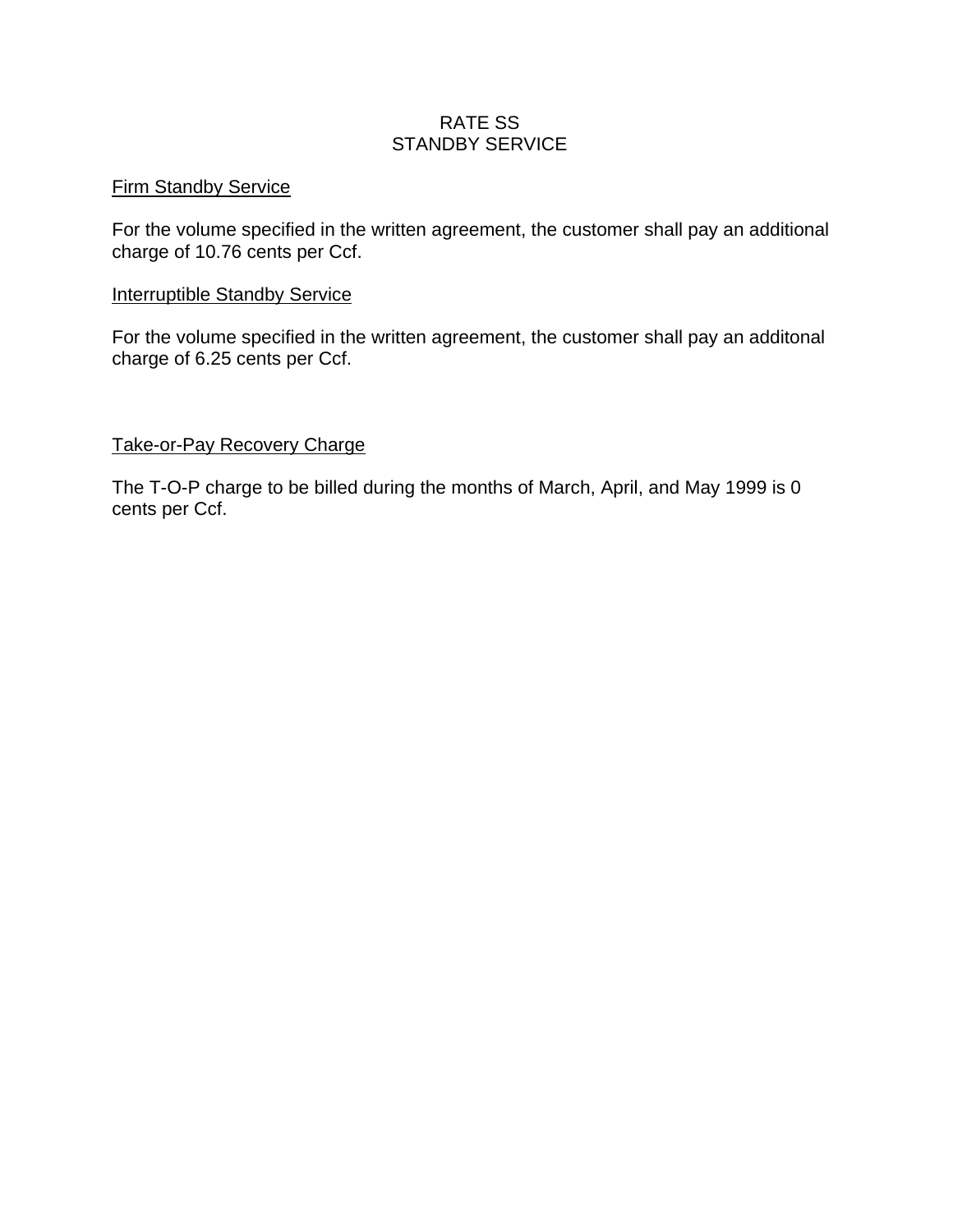# RATE SS
# STANDBY SERVICE

Firm Standby Service

For the volume specified in the written agreement, the customer shall pay an additional charge of 10.76 cents per Ccf.

Interruptible Standby Service

For the volume specified in the written agreement, the customer shall pay an additonal charge of 6.25 cents per Ccf.

Take-or-Pay Recovery Charge

The T-O-P charge to be billed during the months of March, April, and May 1999 is 0 cents per Ccf.